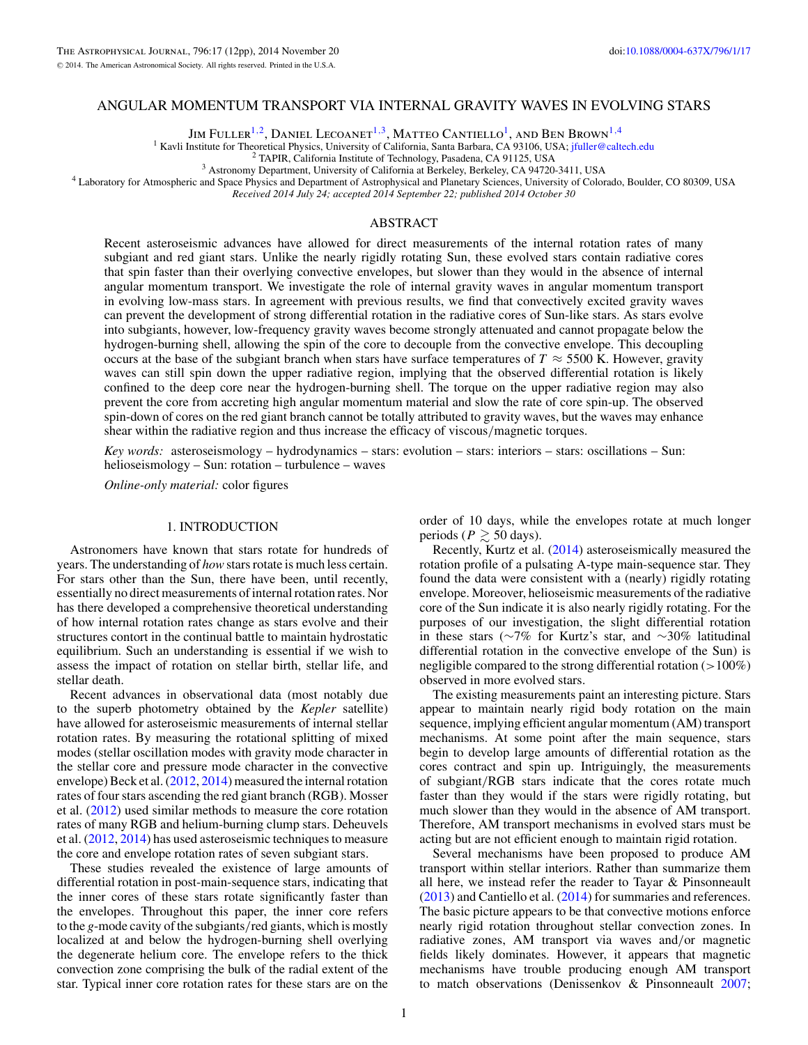# ANGULAR MOMENTUM TRANSPORT VIA INTERNAL GRAVITY WAVES IN EVOLVING STARS

Jim Fuller[1,2], Daniel Lecoanet[1,3], Matteo Cantiello[1], and Ben Brown[1,4]

[1] Kavli Institute for Theoretical Physics, University of California, Santa Barbara, CA 93106, USA; jfuller@caltech.edu
[2] TAPIR, California Institute of Technology, Pasadena, CA 91125, USA
[3] Astronomy Department, University of California at Berkeley, Berkeley, CA 94720-3411, USA
[4] Laboratory for Atmospheric and Space Physics and Department of Astrophysical and Planetary Sciences, University of Colorado, Boulder, CO 80309, USA

*Received 2014 July 24; accepted 2014 September 22; published 2014 October 30*

## ABSTRACT

Recent asteroseismic advances have allowed for direct measurements of the internal rotation rates of many subgiant and red giant stars. Unlike the nearly rigidly rotating Sun, these evolved stars contain radiative cores that spin faster than their overlying convective envelopes, but slower than they would in the absence of internal angular momentum transport. We investigate the role of internal gravity waves in angular momentum transport in evolving low-mass stars. In agreement with previous results, we find that convectively excited gravity waves can prevent the development of strong differential rotation in the radiative cores of Sun-like stars. As stars evolve into subgiants, however, low-frequency gravity waves become strongly attenuated and cannot propagate below the hydrogen-burning shell, allowing the spin of the core to decouple from the convective envelope. This decoupling occurs at the base of the subgiant branch when stars have surface temperatures of $T \approx 5500$ K. However, gravity waves can still spin down the upper radiative region, implying that the observed differential rotation is likely confined to the deep core near the hydrogen-burning shell. The torque on the upper radiative region may also prevent the core from accreting high angular momentum material and slow the rate of core spin-up. The observed spin-down of cores on the red giant branch cannot be totally attributed to gravity waves, but the waves may enhance shear within the radiative region and thus increase the efficacy of viscous/magnetic torques.

*Key words:* asteroseismology – hydrodynamics – stars: evolution – stars: interiors – stars: oscillations – Sun: helioseismology – Sun: rotation – turbulence – waves

*Online-only material:* color figures

## 1. INTRODUCTION

Astronomers have known that stars rotate for hundreds of years. The understanding of *how* stars rotate is much less certain. For stars other than the Sun, there have been, until recently, essentially no direct measurements of internal rotation rates. Nor has there developed a comprehensive theoretical understanding of how internal rotation rates change as stars evolve and their structures contort in the continual battle to maintain hydrostatic equilibrium. Such an understanding is essential if we wish to assess the impact of rotation on stellar birth, stellar life, and stellar death.

Recent advances in observational data (most notably due to the superb photometry obtained by the *Kepler* satellite) have allowed for asteroseismic measurements of internal stellar rotation rates. By measuring the rotational splitting of mixed modes (stellar oscillation modes with gravity mode character in the stellar core and pressure mode character in the convective envelope) Beck et al. (2012, 2014) measured the internal rotation rates of four stars ascending the red giant branch (RGB). Mosser et al. (2012) used similar methods to measure the core rotation rates of many RGB and helium-burning clump stars. Deheuvels et al. (2012, 2014) has used asteroseismic techniques to measure the core and envelope rotation rates of seven subgiant stars.

These studies revealed the existence of large amounts of differential rotation in post-main-sequence stars, indicating that the inner cores of these stars rotate significantly faster than the envelopes. Throughout this paper, the inner core refers to the *g*-mode cavity of the subgiants/red giants, which is mostly localized at and below the hydrogen-burning shell overlying the degenerate helium core. The envelope refers to the thick convection zone comprising the bulk of the radial extent of the star. Typical inner core rotation rates for these stars are on the order of 10 days, while the envelopes rotate at much longer periods ($P \gtrsim 50$ days).

Recently, Kurtz et al. (2014) asteroseismically measured the rotation profile of a pulsating A-type main-sequence star. They found the data were consistent with a (nearly) rigidly rotating envelope. Moreover, helioseismic measurements of the radiative core of the Sun indicate it is also nearly rigidly rotating. For the purposes of our investigation, the slight differential rotation in these stars (∼7% for Kurtz's star, and ∼30% latitudinal differential rotation in the convective envelope of the Sun) is negligible compared to the strong differential rotation (>100%) observed in more evolved stars.

The existing measurements paint an interesting picture. Stars appear to maintain nearly rigid body rotation on the main sequence, implying efficient angular momentum (AM) transport mechanisms. At some point after the main sequence, stars begin to develop large amounts of differential rotation as the cores contract and spin up. Intriguingly, the measurements of subgiant/RGB stars indicate that the cores rotate much faster than they would if the stars were rigidly rotating, but much slower than they would in the absence of AM transport. Therefore, AM transport mechanisms in evolved stars must be acting but are not efficient enough to maintain rigid rotation.

Several mechanisms have been proposed to produce AM transport within stellar interiors. Rather than summarize them all here, we instead refer the reader to Tayar & Pinsonneault (2013) and Cantiello et al. (2014) for summaries and references. The basic picture appears to be that convective motions enforce nearly rigid rotation throughout stellar convection zones. In radiative zones, AM transport via waves and/or magnetic fields likely dominates. However, it appears that magnetic mechanisms have trouble producing enough AM transport to match observations (Denissenkov & Pinsonneault 2007;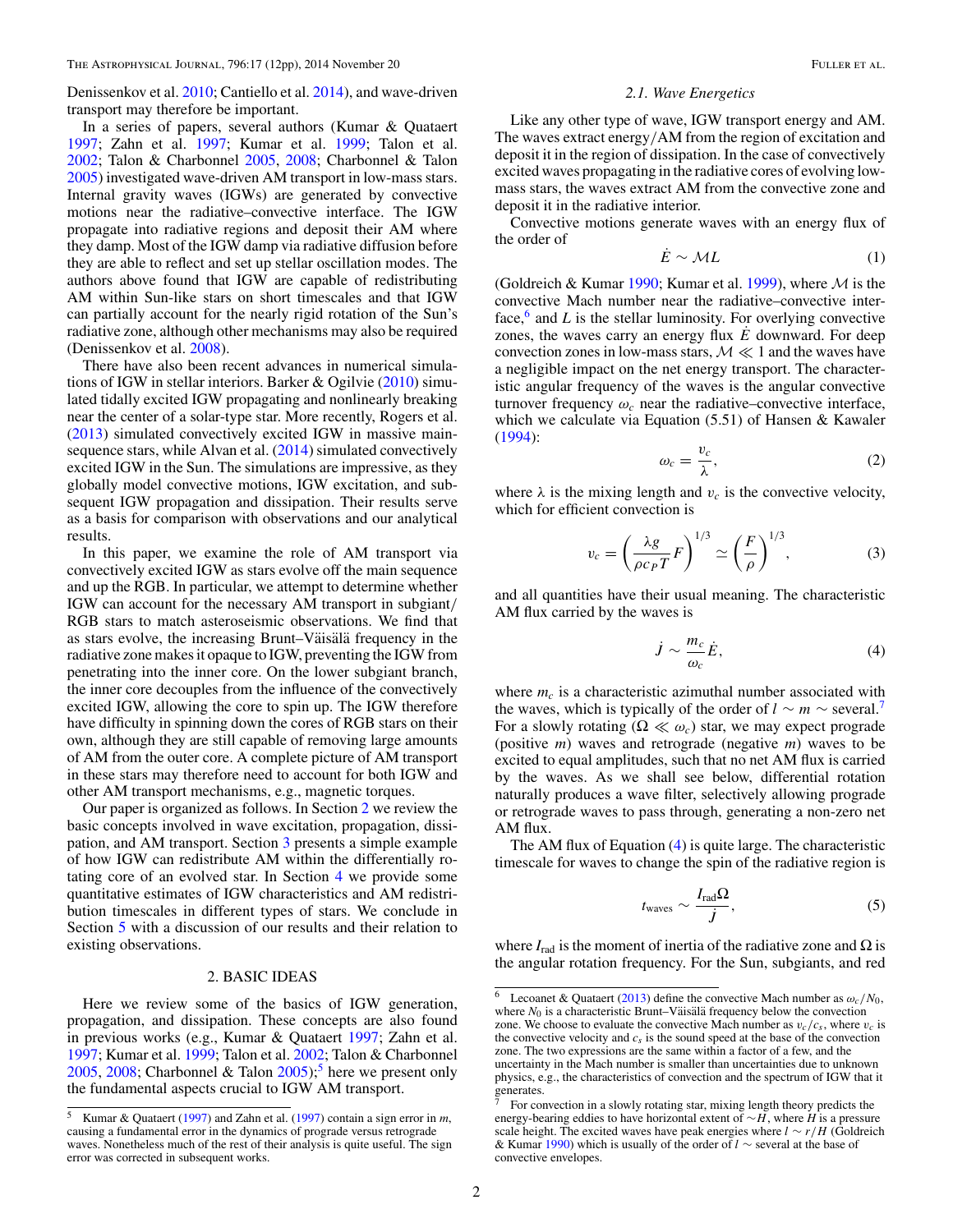Denissenkov et al. 2010; Cantiello et al. 2014), and wave-driven transport may therefore be important.

In a series of papers, several authors (Kumar & Quataert 1997; Zahn et al. 1997; Kumar et al. 1999; Talon et al. 2002; Talon & Charbonnel 2005, 2008; Charbonnel & Talon 2005) investigated wave-driven AM transport in low-mass stars. Internal gravity waves (IGWs) are generated by convective motions near the radiative–convective interface. The IGW propagate into radiative regions and deposit their AM where they damp. Most of the IGW damp via radiative diffusion before they are able to reflect and set up stellar oscillation modes. The authors above found that IGW are capable of redistributing AM within Sun-like stars on short timescales and that IGW can partially account for the nearly rigid rotation of the Sun's radiative zone, although other mechanisms may also be required (Denissenkov et al. 2008).

There have also been recent advances in numerical simulations of IGW in stellar interiors. Barker & Ogilvie (2010) simulated tidally excited IGW propagating and nonlinearly breaking near the center of a solar-type star. More recently, Rogers et al. (2013) simulated convectively excited IGW in massive main-sequence stars, while Alvan et al. (2014) simulated convectively excited IGW in the Sun. The simulations are impressive, as they globally model convective motions, IGW excitation, and subsequent IGW propagation and dissipation. Their results serve as a basis for comparison with observations and our analytical results.

In this paper, we examine the role of AM transport via convectively excited IGW as stars evolve off the main sequence and up the RGB. In particular, we attempt to determine whether IGW can account for the necessary AM transport in subgiant/RGB stars to match asteroseismic observations. We find that as stars evolve, the increasing Brunt–Väisälä frequency in the radiative zone makes it opaque to IGW, preventing the IGW from penetrating into the inner core. On the lower subgiant branch, the inner core decouples from the influence of the convectively excited IGW, allowing the core to spin up. The IGW therefore have difficulty in spinning down the cores of RGB stars on their own, although they are still capable of removing large amounts of AM from the outer core. A complete picture of AM transport in these stars may therefore need to account for both IGW and other AM transport mechanisms, e.g., magnetic torques.

Our paper is organized as follows. In Section 2 we review the basic concepts involved in wave excitation, propagation, dissipation, and AM transport. Section 3 presents a simple example of how IGW can redistribute AM within the differentially rotating core of an evolved star. In Section 4 we provide some quantitative estimates of IGW characteristics and AM redistribution timescales in different types of stars. We conclude in Section 5 with a discussion of our results and their relation to existing observations.

## 2. BASIC IDEAS

Here we review some of the basics of IGW generation, propagation, and dissipation. These concepts are also found in previous works (e.g., Kumar & Quataert 1997; Zahn et al. 1997; Kumar et al. 1999; Talon et al. 2002; Talon & Charbonnel 2005, 2008; Charbonnel & Talon 2005);[5] here we present only the fundamental aspects crucial to IGW AM transport.

### 2.1. Wave Energetics

Like any other type of wave, IGW transport energy and AM. The waves extract energy/AM from the region of excitation and deposit it in the region of dissipation. In the case of convectively excited waves propagating in the radiative cores of evolving low-mass stars, the waves extract AM from the convective zone and deposit it in the radiative interior.

Convective motions generate waves with an energy flux of the order of

$$\dot{E} \sim \mathcal{M} L \tag{1}$$

(Goldreich & Kumar 1990; Kumar et al. 1999), where $\mathcal{M}$ is the convective Mach number near the radiative–convective interface,[6] and $L$ is the stellar luminosity. For overlying convective zones, the waves carry an energy flux $\dot{E}$ downward. For deep convection zones in low-mass stars, $\mathcal{M} \ll 1$ and the waves have a negligible impact on the net energy transport. The characteristic angular frequency of the waves is the angular convective turnover frequency $\omega_c$ near the radiative–convective interface, which we calculate via Equation (5.51) of Hansen & Kawaler (1994):

$$\omega_c = \frac{v_c}{\lambda}, \tag{2}$$

where $\lambda$ is the mixing length and $v_c$ is the convective velocity, which for efficient convection is

$$v_c = \left(\frac{\lambda g}{\rho c_P T} F\right)^{1/3} \simeq \left(\frac{F}{\rho}\right)^{1/3}, \tag{3}$$

and all quantities have their usual meaning. The characteristic AM flux carried by the waves is

$$\dot{J} \sim \frac{m_c}{\omega_c} \dot{E}, \tag{4}$$

where $m_c$ is a characteristic azimuthal number associated with the waves, which is typically of the order of $l \sim m \sim$ several.[7] For a slowly rotating ($\Omega \ll \omega_c$) star, we may expect prograde (positive $m$) waves and retrograde (negative $m$) waves to be excited to equal amplitudes, such that no net AM flux is carried by the waves. As we shall see below, differential rotation naturally produces a wave filter, selectively allowing prograde or retrograde waves to pass through, generating a non-zero net AM flux.

The AM flux of Equation (4) is quite large. The characteristic timescale for waves to change the spin of the radiative region is

$$t_{\rm waves} \sim \frac{I_{\rm rad} \Omega}{\dot{J}}, \tag{5}$$

where $I_{\rm rad}$ is the moment of inertia of the radiative zone and $\Omega$ is the angular rotation frequency. For the Sun, subgiants, and red

---

[5] Kumar & Quataert (1997) and Zahn et al. (1997) contain a sign error in $m$, causing a fundamental error in the dynamics of prograde versus retrograde waves. Nonetheless much of the rest of their analysis is quite useful. The sign error was corrected in subsequent works.

[6] Lecoanet & Quataert (2013) define the convective Mach number as $\omega_c/N_0$, where $N_0$ is a characteristic Brunt–Väisälä frequency below the convection zone. We choose to evaluate the convective Mach number as $v_c/c_s$, where $v_c$ is the convective velocity and $c_s$ is the sound speed at the base of the convection zone. The two expressions are the same within a factor of a few, and the uncertainty in the Mach number is smaller than uncertainties due to unknown physics, e.g., the characteristics of convection and the spectrum of IGW that it generates.

[7] For convection in a slowly rotating star, mixing length theory predicts the energy-bearing eddies to have horizontal extent of $\sim H$, where $H$ is a pressure scale height. The excited waves have peak energies where $l \sim r/H$ (Goldreich & Kumar 1990) which is usually of the order of $l \sim$ several at the base of convective envelopes.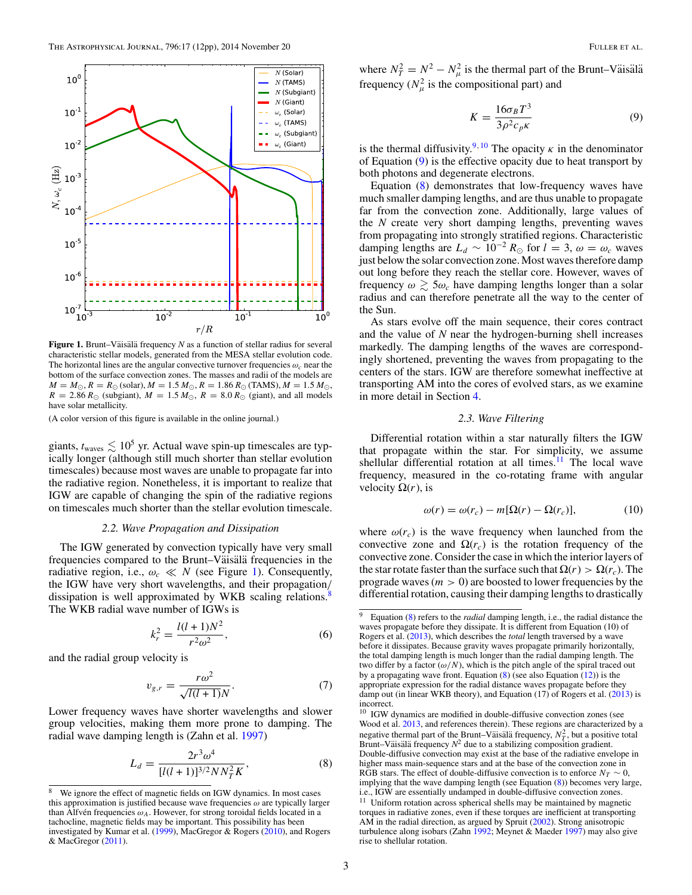**Figure 1.** Brunt–Väisälä frequency $N$ as a function of stellar radius for several characteristic stellar models, generated from the MESA stellar evolution code. The horizontal lines are the angular convective turnover frequencies $\omega_c$ near the bottom of the surface convection zones. The masses and radii of the models are $M = M_\odot$, $R = R_\odot$ (solar), $M = 1.5\,M_\odot$, $R = 1.86\,R_\odot$ (TAMS), $M = 1.5\,M_\odot$, $R = 2.86\,R_\odot$ (subgiant), $M = 1.5\,M_\odot$, $R = 8.0\,R_\odot$ (giant), and all models have solar metallicity.

(A color version of this figure is available in the online journal.)

giants, $t_{\rm waves} \lesssim 10^5$ yr. Actual wave spin-up timescales are typically longer (although still much shorter than stellar evolution timescales) because most waves are unable to propagate far into the radiative region. Nonetheless, it is important to realize that IGW are capable of changing the spin of the radiative regions on timescales much shorter than the stellar evolution timescale.

### 2.2. Wave Propagation and Dissipation

The IGW generated by convection typically have very small frequencies compared to the Brunt–Väisälä frequencies in the radiative region, i.e., $\omega_c \ll N$ (see Figure 1). Consequently, the IGW have very short wavelengths, and their propagation/dissipation is well approximated by WKB scaling relations.[8] The WKB radial wave number of IGWs is

$$k_r^2 = \frac{l(l+1)N^2}{r^2\omega^2}, \tag{6}$$

and the radial group velocity is

$$v_{g,r} = \frac{r\omega^2}{\sqrt{l(l+1)}N}. \tag{7}$$

Lower frequency waves have shorter wavelengths and slower group velocities, making them more prone to damping. The radial wave damping length is (Zahn et al. 1997)

$$L_d = \frac{2r^3\omega^4}{[l(l+1)]^{3/2}NN_T^2K}, \tag{8}$$

where $N_T^2 = N^2 - N_\mu^2$ is the thermal part of the Brunt–Väisälä frequency ($N_\mu^2$ is the compositional part) and

$$K = \frac{16\sigma_B T^3}{3\rho^2 c_p \kappa} \tag{9}$$

is the thermal diffusivity.[9,10] The opacity $\kappa$ in the denominator of Equation (9) is the effective opacity due to heat transport by both photons and degenerate electrons.

Equation (8) demonstrates that low-frequency waves have much smaller damping lengths, and are thus unable to propagate far from the convection zone. Additionally, large values of the $N$ create very short damping lengths, preventing waves from propagating into strongly stratified regions. Characteristic damping lengths are $L_d \sim 10^{-2}\,R_\odot$ for $l = 3$, $\omega = \omega_c$ waves just below the solar convection zone. Most waves therefore damp out long before they reach the stellar core. However, waves of frequency $\omega \gtrsim 5\omega_c$ have damping lengths longer than a solar radius and can therefore penetrate all the way to the center of the Sun.

As stars evolve off the main sequence, their cores contract and the value of $N$ near the hydrogen-burning shell increases markedly. The damping lengths of the waves are correspondingly shortened, preventing the waves from propagating to the centers of the stars. IGW are therefore somewhat ineffective at transporting AM into the cores of evolved stars, as we examine in more detail in Section 4.

### 2.3. Wave Filtering

Differential rotation within a star naturally filters the IGW that propagate within the star. For simplicity, we assume shellular differential rotation at all times.[11] The local wave frequency, measured in the co-rotating frame with angular velocity $\Omega(r)$, is

$$\omega(r) = \omega(r_c) - m[\Omega(r) - \Omega(r_c)], \tag{10}$$

where $\omega(r_c)$ is the wave frequency when launched from the convective zone and $\Omega(r_c)$ is the rotation frequency of the convective zone. Consider the case in which the interior layers of the star rotate faster than the surface such that $\Omega(r) > \Omega(r_c)$. The prograde waves ($m > 0$) are boosted to lower frequencies by the differential rotation, causing their damping lengths to drastically

---

[8] We ignore the effect of magnetic fields on IGW dynamics. In most cases this approximation is justified because wave frequencies $\omega$ are typically larger than Alfvén frequencies $\omega_A$. However, for strong toroidal fields located in a tachocline, magnetic fields may be important. This possibility has been investigated by Kumar et al. (1999), MacGregor & Rogers (2010), and Rogers & MacGregor (2011).

[9] Equation (8) refers to the *radial* damping length, i.e., the radial distance the waves propagate before they dissipate. It is different from Equation (10) of Rogers et al. (2013), which describes the *total* length traversed by a wave before it dissipates. Because gravity waves propagate primarily horizontally, the total damping length is much longer than the radial damping length. The two differ by a factor $(\omega/N)$, which is the pitch angle of the spiral traced out by a propagating wave front. Equation (8) (see also Equation (12)) is the appropriate expression for the radial distance waves propagate before they damp out (in linear WKB theory), and Equation (17) of Rogers et al. (2013) is incorrect.

[10] IGW dynamics are modified in double-diffusive convection zones (see Wood et al. 2013, and references therein). These regions are characterized by a negative thermal part of the Brunt–Väisälä frequency, $N_T^2$, but a positive total Brunt–Väisälä frequency $N^2$ due to a stabilizing composition gradient. Double-diffusive convection may exist at the base of the radiative envelope in higher mass main-sequence stars and at the base of the convection zone in RGB stars. The effect of double-diffusive convection is to enforce $N_T \sim 0$, implying that the wave damping length (see Equation (8)) becomes very large, i.e., IGW are essentially undamped in double-diffusive convection zones.

[11] Uniform rotation across spherical shells may be maintained by magnetic torques in radiative zones, even if these torques are inefficient at transporting AM in the radial direction, as argued by Spruit (2002). Strong anisotropic turbulence along isobars (Zahn 1992; Meynet & Maeder 1997) may also give rise to shellular rotation.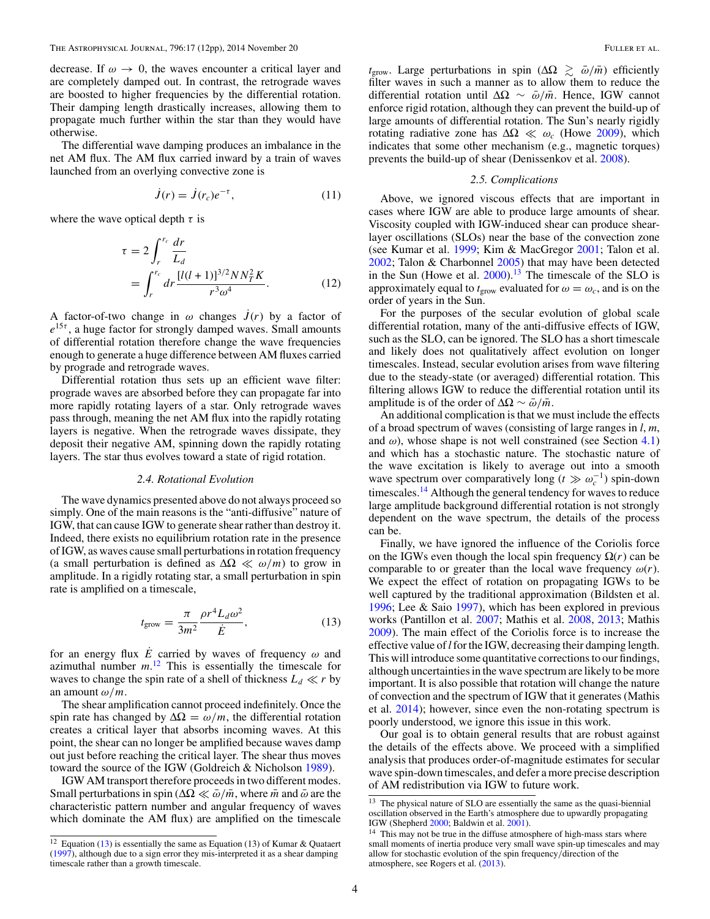decrease. If $\omega \to 0$, the waves encounter a critical layer and are completely damped out. In contrast, the retrograde waves are boosted to higher frequencies by the differential rotation. Their damping length drastically increases, allowing them to propagate much further within the star than they would have otherwise.

The differential wave damping produces an imbalance in the net AM flux. The AM flux carried inward by a train of waves launched from an overlying convective zone is

$$\dot{J}(r) = \dot{J}(r_c)e^{-\tau}, \tag{11}$$

where the wave optical depth $\tau$ is

$$\begin{aligned}\tau &= 2\int_r^{r_c} \frac{dr}{L_d} \\ &= \int_r^{r_c} dr \frac{[l(l+1)]^{3/2} N N_T^2 K}{r^3 \omega^4}.\end{aligned} \tag{12}$$

A factor-of-two change in $\omega$ changes $\dot{J}(r)$ by a factor of $e^{15\tau}$, a huge factor for strongly damped waves. Small amounts of differential rotation therefore change the wave frequencies enough to generate a huge difference between AM fluxes carried by prograde and retrograde waves.

Differential rotation thus sets up an efficient wave filter: prograde waves are absorbed before they can propagate far into more rapidly rotating layers of a star. Only retrograde waves pass through, meaning the net AM flux into the rapidly rotating layers is negative. When the retrograde waves dissipate, they deposit their negative AM, spinning down the rapidly rotating layers. The star thus evolves toward a state of rigid rotation.

### 2.4. Rotational Evolution

The wave dynamics presented above do not always proceed so simply. One of the main reasons is the "anti-diffusive" nature of IGW, that can cause IGW to generate shear rather than destroy it. Indeed, there exists no equilibrium rotation rate in the presence of IGW, as waves cause small perturbations in rotation frequency (a small perturbation is defined as $\Delta\Omega \ll \omega/m$) to grow in amplitude. In a rigidly rotating star, a small perturbation in spin rate is amplified on a timescale,

$$t_{\text{grow}} = \frac{\pi}{3m^2}\frac{\rho r^4 L_d \omega^2}{\dot{E}}, \tag{13}$$

for an energy flux $\dot{E}$ carried by waves of frequency $\omega$ and azimuthal number $m$.[12] This is essentially the timescale for waves to change the spin rate of a shell of thickness $L_d \ll r$ by an amount $\omega/m$.

The shear amplification cannot proceed indefinitely. Once the spin rate has changed by $\Delta\Omega = \omega/m$, the differential rotation creates a critical layer that absorbs incoming waves. At this point, the shear can no longer be amplified because waves damp out just before reaching the critical layer. The shear thus moves toward the source of the IGW (Goldreich & Nicholson 1989).

IGW AM transport therefore proceeds in two different modes. Small perturbations in spin ($\Delta\Omega \ll \bar{\omega}/\bar{m}$, where $\bar{m}$ and $\bar{\omega}$ are the characteristic pattern number and angular frequency of waves which dominate the AM flux) are amplified on the timescale $t_{\text{grow}}$. Large perturbations in spin ($\Delta\Omega \gtrsim \bar{\omega}/\bar{m}$) efficiently filter waves in such a manner as to allow them to reduce the differential rotation until $\Delta\Omega \sim \bar{\omega}/\bar{m}$. Hence, IGW cannot enforce rigid rotation, although they can prevent the build-up of large amounts of differential rotation. The Sun's nearly rigidly rotating radiative zone has $\Delta\Omega \ll \omega_c$ (Howe 2009), which indicates that some other mechanism (e.g., magnetic torques) prevents the build-up of shear (Denissenkov et al. 2008).

### 2.5. Complications

Above, we ignored viscous effects that are important in cases where IGW are able to produce large amounts of shear. Viscosity coupled with IGW-induced shear can produce shear-layer oscillations (SLOs) near the base of the convection zone (see Kumar et al. 1999; Kim & MacGregor 2001; Talon et al. 2002; Talon & Charbonnel 2005) that may have been detected in the Sun (Howe et al. 2000).[13] The timescale of the SLO is approximately equal to $t_{\text{grow}}$ evaluated for $\omega = \omega_c$, and is on the order of years in the Sun.

For the purposes of the secular evolution of global scale differential rotation, many of the anti-diffusive effects of IGW, such as the SLO, can be ignored. The SLO has a short timescale and likely does not qualitatively affect evolution on longer timescales. Instead, secular evolution arises from wave filtering due to the steady-state (or averaged) differential rotation. This filtering allows IGW to reduce the differential rotation until its amplitude is of the order of $\Delta\Omega \sim \bar{\omega}/\bar{m}$.

An additional complication is that we must include the effects of a broad spectrum of waves (consisting of large ranges in $l$, $m$, and $\omega$), whose shape is not well constrained (see Section 4.1) and which has a stochastic nature. The stochastic nature of the wave excitation is likely to average out into a smooth wave spectrum over comparatively long ($t \gg \omega_c^{-1}$) spin-down timescales.[14] Although the general tendency for waves to reduce large amplitude background differential rotation is not strongly dependent on the wave spectrum, the details of the process can be.

Finally, we have ignored the influence of the Coriolis force on the IGWs even though the local spin frequency $\Omega(r)$ can be comparable to or greater than the local wave frequency $\omega(r)$. We expect the effect of rotation on propagating IGWs to be well captured by the traditional approximation (Bildsten et al. 1996; Lee & Saio 1997), which has been explored in previous works (Pantillon et al. 2007; Mathis et al. 2008, 2013; Mathis 2009). The main effect of the Coriolis force is to increase the effective value of $l$ for the IGW, decreasing their damping length. This will introduce some quantitative corrections to our findings, although uncertainties in the wave spectrum are likely to be more important. It is also possible that rotation will change the nature of convection and the spectrum of IGW that it generates (Mathis et al. 2014); however, since even the non-rotating spectrum is poorly understood, we ignore this issue in this work.

Our goal is to obtain general results that are robust against the details of the effects above. We proceed with a simplified analysis that produces order-of-magnitude estimates for secular wave spin-down timescales, and defer a more precise description of AM redistribution via IGW to future work.

---

[12] Equation (13) is essentially the same as Equation (13) of Kumar & Quataert (1997), although due to a sign error they mis-interpreted it as a shear damping timescale rather than a growth timescale.

[13] The physical nature of SLO are essentially the same as the quasi-biennial oscillation observed in the Earth's atmosphere due to upwardly propagating IGW (Shepherd 2000; Baldwin et al. 2001).

[14] This may not be true in the diffuse atmosphere of high-mass stars where small moments of inertia produce very small wave spin-up timescales and may allow for stochastic evolution of the spin frequency/direction of the atmosphere, see Rogers et al. (2013).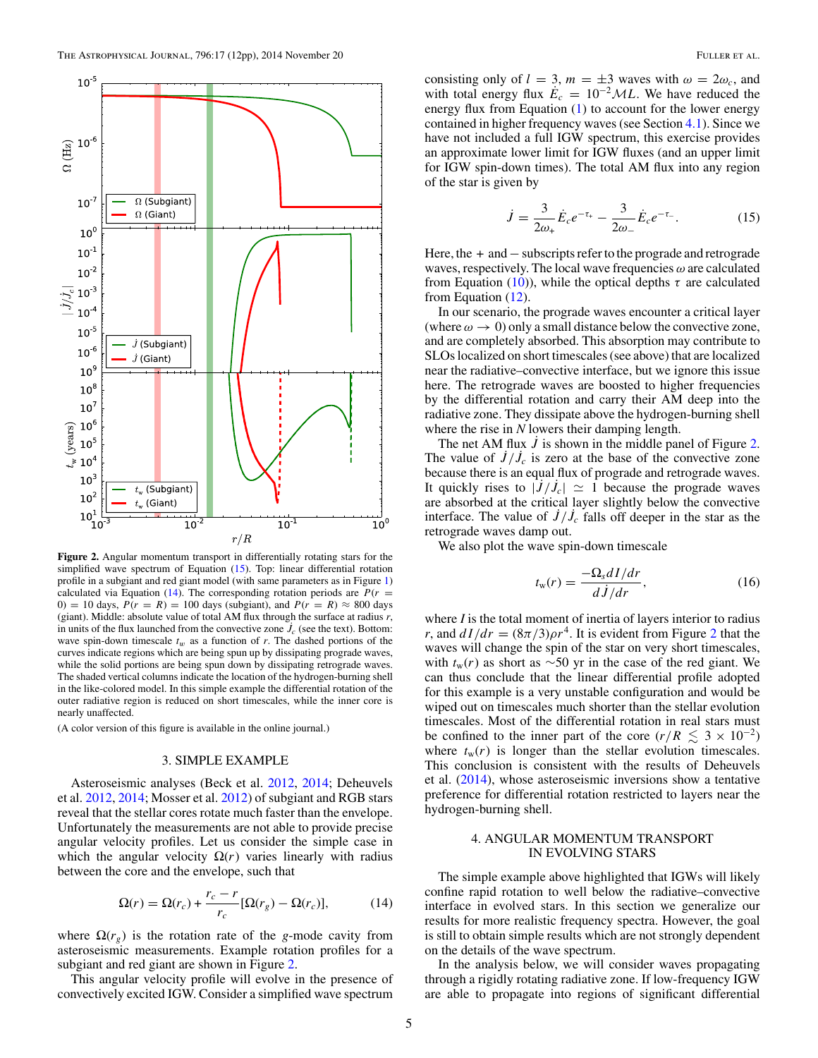Figure 2. Angular momentum transport in differentially rotating stars for the simplified wave spectrum of Equation (15). Top: linear differential rotation profile in a subgiant and red giant model (with same parameters as in Figure 1) calculated via Equation (14). The corresponding rotation periods are $P(r = 0) = 10$ days, $P(r = R) = 100$ days (subgiant), and $P(r = R) \approx 800$ days (giant). Middle: absolute value of total AM flux through the surface at radius $r$, in units of the flux launched from the convective zone $\dot{J}_c$ (see the text). Bottom: wave spin-down timescale $t_w$ as a function of $r$. The dashed portions of the curves indicate regions which are being spun up by dissipating prograde waves, while the solid portions are being spun down by dissipating retrograde waves. The shaded vertical columns indicate the location of the hydrogen-burning shell in the like-colored model. In this simple example the differential rotation of the outer radiative region is reduced on short timescales, while the inner core is nearly unaffected.

(A color version of this figure is available in the online journal.)

## 3. SIMPLE EXAMPLE

Asteroseismic analyses (Beck et al. 2012, 2014; Deheuvels et al. 2012, 2014; Mosser et al. 2012) of subgiant and RGB stars reveal that the stellar cores rotate much faster than the envelope. Unfortunately the measurements are not able to provide precise angular velocity profiles. Let us consider the simple case in which the angular velocity $\Omega(r)$ varies linearly with radius between the core and the envelope, such that

$$\Omega(r) = \Omega(r_c) + \frac{r_c - r}{r_c}[\Omega(r_g) - \Omega(r_c)], \tag{14}$$

where $\Omega(r_g)$ is the rotation rate of the $g$-mode cavity from asteroseismic measurements. Example rotation profiles for a subgiant and red giant are shown in Figure 2.

This angular velocity profile will evolve in the presence of convectively excited IGW. Consider a simplified wave spectrum consisting only of $l = 3$, $m = \pm 3$ waves with $\omega = 2\omega_c$, and with total energy flux $\dot{E}_c = 10^{-2}\mathcal{M}L$. We have reduced the energy flux from Equation (1) to account for the lower energy contained in higher frequency waves (see Section 4.1). Since we have not included a full IGW spectrum, this exercise provides an approximate lower limit for IGW fluxes (and an upper limit for IGW spin-down times). The total AM flux into any region of the star is given by

$$\dot{J} = \frac{3}{2\omega_+}\dot{E}_c e^{-\tau_+} - \frac{3}{2\omega_-}\dot{E}_c e^{-\tau_-}. \tag{15}$$

Here, the + and − subscripts refer to the prograde and retrograde waves, respectively. The local wave frequencies $\omega$ are calculated from Equation (10)), while the optical depths $\tau$ are calculated from Equation (12).

In our scenario, the prograde waves encounter a critical layer (where $\omega \to 0$) only a small distance below the convective zone, and are completely absorbed. This absorption may contribute to SLOs localized on short timescales (see above) that are localized near the radiative–convective interface, but we ignore this issue here. The retrograde waves are boosted to higher frequencies by the differential rotation and carry their AM flux deep into the radiative zone. They dissipate above the hydrogen-burning shell where the rise in $N$ lowers their damping length.

The net AM flux $\dot{J}$ is shown in the middle panel of Figure 2. The value of $\dot{J}/\dot{J}_c$ is zero at the base of the convective zone because there is an equal flux of prograde and retrograde waves. It quickly rises to $|\dot{J}/\dot{J}_c| \simeq 1$ because the prograde waves are absorbed at the critical layer slightly below the convective interface. The value of $\dot{J}/\dot{J}_c$ falls off deeper in the star as the retrograde waves damp out.

We also plot the wave spin-down timescale

$$t_w(r) = \frac{-\Omega_s dI/dr}{d\dot{J}/dr}, \tag{16}$$

where $I$ is the total moment of inertia of layers interior to radius $r$, and $dI/dr = (8\pi/3)\rho r^4$. It is evident from Figure 2 that the waves will change the spin of the star on very short timescales, with $t_w(r)$ as short as $\sim$50 yr in the case of the red giant. We can thus conclude that the linear differential profile adopted for this example is a very unstable configuration and would be wiped out on timescales much shorter than the stellar evolution timescales. Most of the differential rotation in real stars must be confined to the inner part of the core ($r/R \lesssim 3 \times 10^{-2}$) where $t_w(r)$ is longer than the stellar evolution timescales. This conclusion is consistent with the results of Deheuvels et al. (2014), whose asteroseismic inversions show a tentative preference for differential rotation restricted to layers near the hydrogen-burning shell.

## 4. ANGULAR MOMENTUM TRANSPORT IN EVOLVING STARS

The simple example above highlighted that IGWs will likely confine rapid rotation to well below the radiative–convective interface in evolved stars. In this section we generalize our results for more realistic frequency spectra. However, the goal is still to obtain simple results which are not strongly dependent on the details of the wave spectrum.

In the analysis below, we will consider waves propagating through a rigidly rotating radiative zone. If low-frequency IGW are able to propagate into regions of significant differential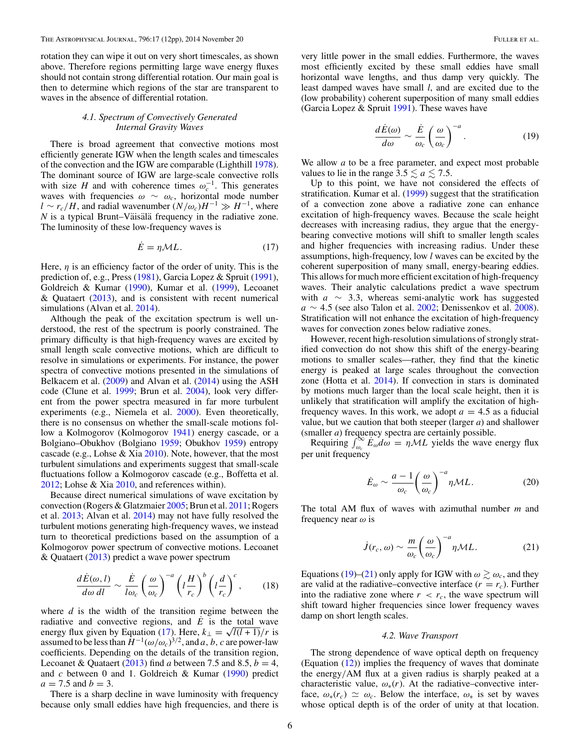rotation they can wipe it out on very short timescales, as shown above. Therefore regions permitting large wave energy fluxes should not contain strong differential rotation. Our main goal is then to determine which regions of the star are transparent to waves in the absence of differential rotation.

### 4.1. Spectrum of Convectively Generated Internal Gravity Waves

There is broad agreement that convective motions most efficiently generate IGW when the length scales and timescales of the convection and the IGW are comparable (Lighthill 1978). The dominant source of IGW are large-scale convective rolls with size $H$ and with coherence times $\omega_c^{-1}$. This generates waves with frequencies $\omega \sim \omega_c$, horizontal mode number $l \sim r_c/H$, and radial wavenumber $(N/\omega_c)H^{-1} \gg H^{-1}$, where $N$ is a typical Brunt–Väisälä frequency in the radiative zone. The luminosity of these low-frequency waves is

$$\dot{E} = \eta \mathcal{M} L. \tag{17}$$

Here, $\eta$ is an efficiency factor of the order of unity. This is the prediction of, e.g., Press (1981), Garcia Lopez & Spruit (1991), Goldreich & Kumar (1990), Kumar et al. (1999), Lecoanet & Quataert (2013), and is consistent with recent numerical simulations (Alvan et al. 2014).

Although the peak of the excitation spectrum is well understood, the rest of the spectrum is poorly constrained. The primary difficulty is that high-frequency waves are excited by small length scale convective motions, which are difficult to resolve in simulations or experiments. For instance, the power spectra of convective motions presented in the simulations of Belkacem et al. (2009) and Alvan et al. (2014) using the ASH code (Clune et al. 1999; Brun et al. 2004), look very different from the power spectra measured in far more turbulent experiments (e.g., Niemela et al. 2000). Even theoretically, there is no consensus on whether the small-scale motions follow a Kolmogorov (Kolmogorov 1941) energy cascade, or a Bolgiano–Obukhov (Bolgiano 1959; Obukhov 1959) entropy cascade (e.g., Lohse & Xia 2010). Note, however, that the most turbulent simulations and experiments suggest that small-scale fluctuations follow a Kolmogorov cascade (e.g., Boffetta et al. 2012; Lohse & Xia 2010, and references within).

Because direct numerical simulations of wave excitation by convection (Rogers & Glatzmaier 2005; Brun et al. 2011; Rogers et al. 2013; Alvan et al. 2014) may not have fully resolved the turbulent motions generating high-frequency waves, we instead turn to theoretical predictions based on the assumption of a Kolmogorov power spectrum of convective motions. Lecoanet & Quataert (2013) predict a wave power spectrum

$$\frac{d\dot{E}(\omega, l)}{d\omega\, dl} \sim \frac{\dot{E}}{l\omega_c}\left(\frac{\omega}{\omega_c}\right)^{-a}\left(l\frac{H}{r_c}\right)^{b}\left(l\frac{d}{r_c}\right)^{c}, \tag{18}$$

where $d$ is the width of the transition regime between the radiative and convective regions, and $\dot{E}$ is the total wave energy flux given by Equation (17). Here, $k_\perp = \sqrt{l(l+1)}/r$ is assumed to be less than $H^{-1}(\omega/\omega_c)^{3/2}$, and $a$, $b$, $c$ are power-law coefficients. Depending on the details of the transition region, Lecoanet & Quataert (2013) find $a$ between 7.5 and 8.5, $b = 4$, and $c$ between 0 and 1. Goldreich & Kumar (1990) predict $a = 7.5$ and $b = 3$.

There is a sharp decline in wave luminosity with frequency because only small eddies have high frequencies, and there is very little power in the small eddies. Furthermore, the waves most efficiently excited by these small eddies have small horizontal wave lengths, and thus damp very quickly. The least damped waves have small $l$, and are excited due to the (low probability) coherent superposition of many small eddies (Garcia Lopez & Spruit 1991). These waves have

$$\frac{d\dot{E}(\omega)}{d\omega} \sim \frac{\dot{E}}{\omega_c}\left(\frac{\omega}{\omega_c}\right)^{-a}. \tag{19}$$

We allow $a$ to be a free parameter, and expect most probable values to lie in the range $3.5 \lesssim a \lesssim 7.5$.

Up to this point, we have not considered the effects of stratification. Kumar et al. (1999) suggest that the stratification of a convection zone above a radiative zone can enhance excitation of high-frequency waves. Because the scale height decreases with increasing radius, they argue that the energy-bearing convective motions will shift to smaller length scales and higher frequencies with increasing radius. Under these assumptions, high-frequency, low $l$ waves can be excited by the coherent superposition of many small, energy-bearing eddies. This allows for much more efficient excitation of high-frequency waves. Their analytic calculations predict a wave spectrum with $a \sim 3.3$, whereas semi-analytic work has suggested $a \sim 4.5$ (see also Talon et al. 2002; Denissenkov et al. 2008). Stratification will not enhance the excitation of high-frequency waves for convection zones below radiative zones.

However, recent high-resolution simulations of strongly stratified convection do not show this shift of the energy-bearing motions to smaller scales—rather, they find that the kinetic energy is peaked at large scales throughout the convection zone (Hotta et al. 2014). If convection in stars is dominated by motions much larger than the local scale height, then it is unlikely that stratification will amplify the excitation of high-frequency waves. In this work, we adopt $a = 4.5$ as a fiducial value, but we caution that both steeper (larger $a$) and shallower (smaller $a$) frequency spectra are certainly possible.

Requiring $\int_{\omega_c}^{\infty} \dot{E}_\omega d\omega = \eta \mathcal{M} L$ yields the wave energy flux per unit frequency

$$\dot{E}_\omega \sim \frac{a-1}{\omega_c}\left(\frac{\omega}{\omega_c}\right)^{-a}\eta\mathcal{M}L. \tag{20}$$

The total AM flux of waves with azimuthal number $m$ and frequency near $\omega$ is

$$\dot{J}(r_c, \omega) \sim \frac{m}{\omega_c}\left(\frac{\omega}{\omega_c}\right)^{-a}\eta\mathcal{M}L. \tag{21}$$

Equations (19)–(21) only apply for IGW with $\omega \gtrsim \omega_c$, and they are valid at the radiative–convective interface ($r = r_c$). Further into the radiative zone where $r < r_c$, the wave spectrum will shift toward higher frequencies since lower frequency waves damp on short length scales.

### 4.2. Wave Transport

The strong dependence of wave optical depth on frequency (Equation (12)) implies the frequency of waves that dominate the energy/AM flux at a given radius is sharply peaked at a characteristic value, $\omega_*(r)$. At the radiative–convective interface, $\omega_*(r_c) \simeq \omega_c$. Below the interface, $\omega_*$ is set by waves whose optical depth is of the order of unity at that location.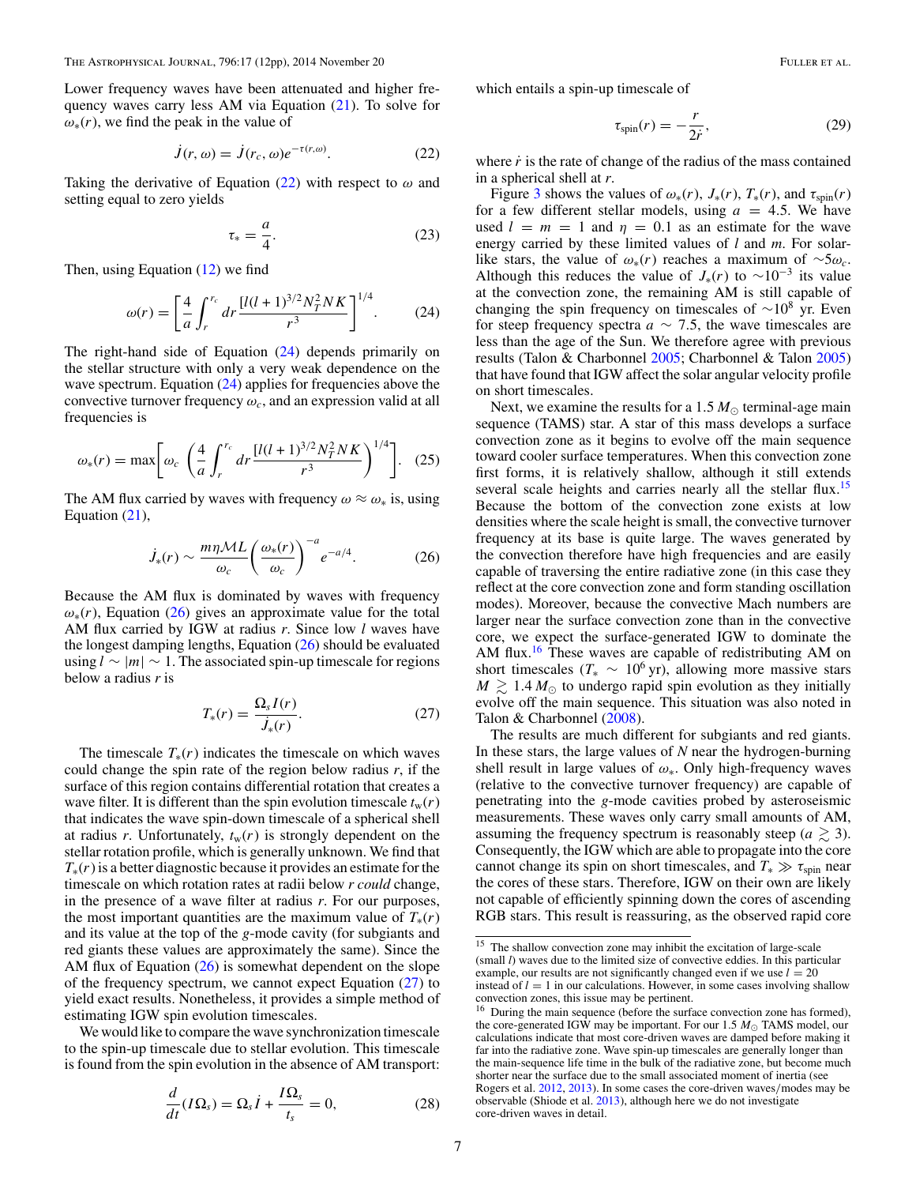Lower frequency waves have been attenuated and higher frequency waves carry less AM via Equation (21). To solve for $\omega_*(r)$, we find the peak in the value of

$$\dot{J}(r, \omega) = \dot{J}(r_c, \omega) e^{-\tau(r,\omega)}. \tag{22}$$

Taking the derivative of Equation (22) with respect to $\omega$ and setting equal to zero yields

$$\tau_* = \frac{a}{4}. \tag{23}$$

Then, using Equation (12) we find

$$\omega(r) = \left[ \frac{4}{a} \int_r^{r_c} dr \frac{[l(l+1)]^{3/2} N_T^2 N K}{r^3} \right]^{1/4}. \tag{24}$$

The right-hand side of Equation (24) depends primarily on the stellar structure with only a very weak dependence on the wave spectrum. Equation (24) applies for frequencies above the convective turnover frequency $\omega_c$, and an expression valid at all frequencies is

$$\omega_*(r) = \max\left[ \omega_c \ \left( \frac{4}{a} \int_r^{r_c} dr \frac{[l(l+1)]^{3/2} N_T^2 N K}{r^3} \right)^{1/4} \right]. \tag{25}$$

The AM flux carried by waves with frequency $\omega \approx \omega_*$ is, using Equation (21),

$$\dot{J}_*(r) \sim \frac{m \eta \mathcal{M} L}{\omega_c} \left( \frac{\omega_*(r)}{\omega_c} \right)^{-a} e^{-a/4}. \tag{26}$$

Because the AM flux is dominated by waves with frequency $\omega_*(r)$, Equation (26) gives an approximate value for the total AM flux carried by IGW at radius $r$. Since low $l$ waves have the longest damping lengths, Equation (26) should be evaluated using $l \sim |m| \sim 1$. The associated spin-up timescale for regions below a radius $r$ is

$$T_*(r) = \frac{\Omega_s I(r)}{\dot{J}_*(r)}. \tag{27}$$

The timescale $T_*(r)$ indicates the timescale on which waves could change the spin rate of the region below radius $r$, if the surface of this region contains differential rotation that creates a wave filter. It is different than the spin evolution timescale $t_w(r)$ that indicates the wave spin-down timescale of a spherical shell at radius $r$. Unfortunately, $t_w(r)$ is strongly dependent on the stellar rotation profile, which is generally unknown. We find that $T_*(r)$ is a better diagnostic because it provides an estimate for the timescale on which rotation rates at radii below $r$ *could* change, in the presence of a wave filter at radius $r$. For our purposes, the most important quantities are the maximum value of $T_*(r)$ and its value at the top of the $g$-mode cavity (for subgiants and red giants these values are approximately the same). Since the AM flux of Equation (26) is somewhat dependent on the slope of the frequency spectrum, we cannot expect Equation (27) to yield exact results. Nonetheless, it provides a simple method of estimating IGW spin evolution timescales.

We would like to compare the wave synchronization timescale to the spin-up timescale due to stellar evolution. This timescale is found from the spin evolution in the absence of AM transport:

$$\frac{d}{dt}(I\Omega_s) = \Omega_s \dot{I} + \frac{I\Omega_s}{t_s} = 0, \tag{28}$$

which entails a spin-up timescale of

$$\tau_{\rm spin}(r) = -\frac{r}{2\dot{r}}, \tag{29}$$

where $\dot{r}$ is the rate of change of the radius of the mass contained in a spherical shell at $r$.

Figure 3 shows the values of $\omega_*(r)$, $J_*(r)$, $T_*(r)$, and $\tau_{\rm spin}(r)$ for a few different stellar models, using $a = 4.5$. We have used $l = m = 1$ and $\eta = 0.1$ as an estimate for the wave energy carried by these limited values of $l$ and $m$. For solar-like stars, the value of $\omega_*(r)$ reaches a maximum of $\sim 5\omega_c$. Although this reduces the value of $J_*(r)$ to $\sim 10^{-3}$ its value at the convection zone, the remaining AM is still capable of changing the spin frequency on timescales of $\sim 10^8$ yr. Even for steep frequency spectra $a \sim 7.5$, the wave timescales are less than the age of the Sun. We therefore agree with previous results (Talon & Charbonnel 2005; Charbonnel & Talon 2005) that have found that IGW affect the solar angular velocity profile on short timescales.

Next, we examine the results for a 1.5 $M_\odot$ terminal-age main sequence (TAMS) star. A star of this mass develops a surface convection zone as it begins to evolve off the main sequence toward cooler surface temperatures. When this convection zone first forms, it is relatively shallow, although it still extends several scale heights and carries nearly all the stellar flux.[15] Because the bottom of the convection zone exists at low densities where the scale height is small, the convective turnover frequency at its base is quite large. The waves generated by the convection therefore have high frequencies and are easily capable of traversing the entire radiative zone (in this case they reflect at the core convection zone and form standing oscillation modes). Moreover, because the convective Mach numbers are larger near the surface convection zone than in the convective core, we expect the surface-generated IGW to dominate the AM flux.[16] These waves are capable of redistributing AM on short timescales ($T_* \sim 10^6$ yr), allowing more massive stars $M \gtrsim 1.4\,M_\odot$ to undergo rapid spin evolution as they initially evolve off the main sequence. This situation was also noted in Talon & Charbonnel (2008).

The results are much different for subgiants and red giants. In these stars, the large values of $N$ near the hydrogen-burning shell result in large values of $\omega_*$. Only high-frequency waves (relative to the convective turnover frequency) are capable of penetrating into the $g$-mode cavities probed by asteroseismic measurements. These waves only carry small amounts of AM, assuming the frequency spectrum is reasonably steep ($a \gtrsim 3$). Consequently, the IGW which are able to propagate into the core cannot change its spin on short timescales, and $T_* \gg \tau_{\rm spin}$ near the cores of these stars. Therefore, IGW on their own are likely not capable of efficiently spinning down the cores of ascending RGB stars. This result is reassuring, as the observed rapid core

[15] The shallow convection zone may inhibit the excitation of large-scale (small $l$) waves due to the limited size of convective eddies. In this particular example, our results are not significantly changed even if we use $l = 20$ instead of $l = 1$ in our calculations. However, in some cases involving shallow convection zones, this issue may be pertinent.

[16] During the main sequence (before the surface convection zone has formed), the core-generated IGW may be important. For our 1.5 $M_\odot$ TAMS model, our calculations indicate that most core-driven waves are damped before making it far into the radiative zone. Wave spin-up timescales are generally longer than the main-sequence life time in the bulk of the radiative zone, but become much shorter near the surface due to the small associated moment of inertia (see Rogers et al. 2012, 2013). In some cases the core-driven waves/modes may be observable (Shiode et al. 2013), although here we do not investigate core-driven waves in detail.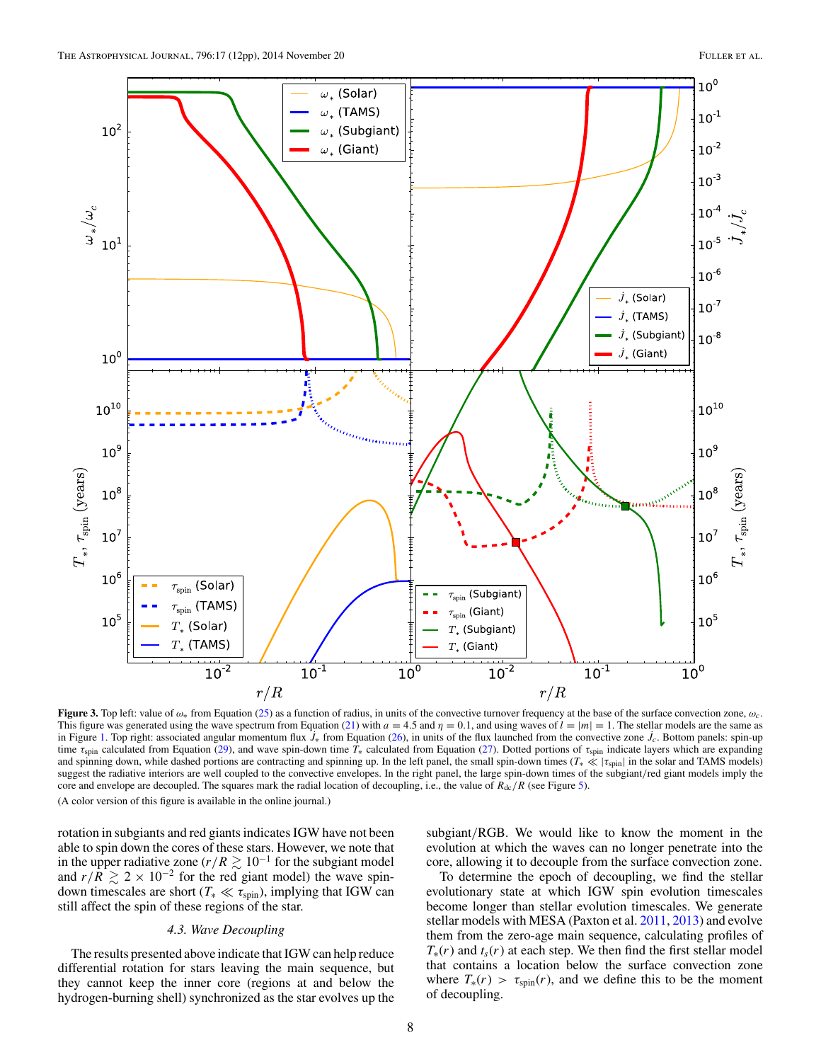**Figure 3.** Top left: value of $\omega_*$ from Equation (25) as a function of radius, in units of the convective turnover frequency at the base of the surface convection zone, $\omega_c$. This figure was generated using the wave spectrum from Equation (21) with $a = 4.5$ and $\eta = 0.1$, and using waves of $l = |m| = 1$. The stellar models are the same as in Figure 1. Top right: associated angular momentum flux $\dot{J}_*$ from Equation (26), in units of the flux launched from the convective zone $\dot{J}_c$. Bottom panels: spin-up time $\tau_{\rm spin}$ calculated from Equation (29), and wave spin-down time $T_*$ calculated from Equation (27). Dotted portions of $\tau_{\rm spin}$ indicate layers which are expanding and spinning down, while dashed portions are contracting and spinning up. In the left panel, the small spin-down times ($T_* \ll |\tau_{\rm spin}|$ in the solar and TAMS models) suggest the radiative interiors are well coupled to the convective envelopes. In the right panel, the large spin-down times of the subgiant/red giant models imply the core and envelope are decoupled. The squares mark the radial location of decoupling, i.e., the value of $R_{\rm dc}/R$ (see Figure 5).

(A color version of this figure is available in the online journal.)

rotation in subgiants and red giants indicates IGW have not been able to spin down the cores of these stars. However, we note that in the upper radiative zone ($r/R \gtrsim 10^{-1}$ for the subgiant model and $r/R \gtrsim 2 \times 10^{-2}$ for the red giant model) the wave spin-down timescales are short ($T_* \ll \tau_{\rm spin}$), implying that IGW can still affect the spin of these regions of the star.

### 4.3. Wave Decoupling

The results presented above indicate that IGW can help reduce differential rotation for stars leaving the main sequence, but they cannot keep the inner core (regions at and below the hydrogen-burning shell) synchronized as the star evolves up the subgiant/RGB. We would like to know the moment in the evolution at which the waves can no longer penetrate into the core, allowing it to decouple from the surface convection zone.

To determine the epoch of decoupling, we find the stellar evolutionary state at which IGW spin evolution timescales become longer than stellar evolution timescales. We generate stellar models with MESA (Paxton et al. 2011, 2013) and evolve them from the zero-age main sequence, calculating profiles of $T_*(r)$ and $t_s(r)$ at each step. We then find the first stellar model that contains a location below the surface convection zone where $T_*(r) > \tau_{\rm spin}(r)$, and we define this to be the moment of decoupling.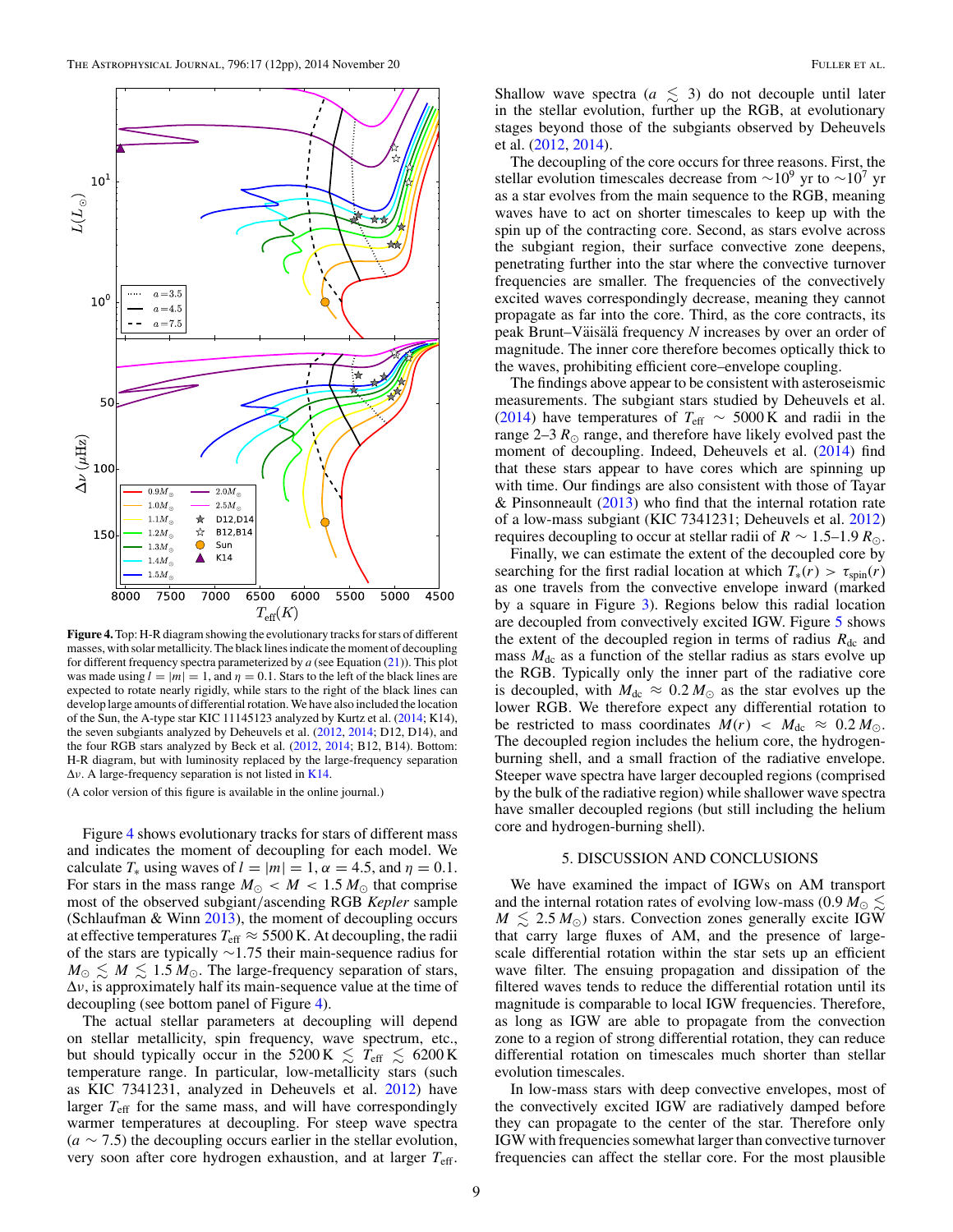**Figure 4.** Top: H-R diagram showing the evolutionary tracks for stars of different masses, with solar metallicity. The black lines indicate the moment of decoupling for different frequency spectra parameterized by $a$ (see Equation (21)). This plot was made using $l = |m| = 1$, and $\eta = 0.1$. Stars to the left of the black lines are expected to rotate nearly rigidly, while stars to the right of the black lines can develop large amounts of differential rotation. We have also included the location of the Sun, the A-type star KIC 11145123 analyzed by Kurtz et al. (2014; K14), the seven subgiants analyzed by Deheuvels et al. (2012, 2014; D12, D14), and the four RGB stars analyzed by Beck et al. (2012, 2014; B12, B14). Bottom: H-R diagram, but with luminosity replaced by the large-frequency separation $\Delta\nu$. A large-frequency separation is not listed in K14.

(A color version of this figure is available in the online journal.)

Figure 4 shows evolutionary tracks for stars of different mass and indicates the moment of decoupling for each model. We calculate $T_*$ using waves of $l = |m| = 1$, $\alpha = 4.5$, and $\eta = 0.1$. For stars in the mass range $M_\odot < M < 1.5\,M_\odot$ that comprise most of the observed subgiant/ascending RGB *Kepler* sample (Schlaufman & Winn 2013), the moment of decoupling occurs at effective temperatures $T_{\rm eff} \approx 5500$ K. At decoupling, the radii of the stars are typically $\sim$1.75 their main-sequence radius for $M_\odot \lesssim M \lesssim 1.5\,M_\odot$. The large-frequency separation of stars, $\Delta\nu$, is approximately half its main-sequence value at the time of decoupling (see bottom panel of Figure 4).

The actual stellar parameters at decoupling will depend on stellar metallicity, spin frequency, wave spectrum, etc., but should typically occur in the 5200 K $\lesssim T_{\rm eff} \lesssim$ 6200 K temperature range. In particular, low-metallicity stars (such as KIC 7341231, analyzed in Deheuvels et al. 2012) have larger $T_{\rm eff}$ for the same mass, and will have correspondingly warmer temperatures at decoupling. For steep wave spectra ($a \sim 7.5$) the decoupling occurs earlier in the stellar evolution, very soon after core hydrogen exhaustion, and at larger $T_{\rm eff}$. Shallow wave spectra ($a \lesssim 3$) do not decouple until later in the stellar evolution, further up the RGB, at evolutionary stages beyond those of the subgiants observed by Deheuvels et al. (2012, 2014).

The decoupling of the core occurs for three reasons. First, the stellar evolution timescales decrease from $\sim 10^9$ yr to $\sim 10^7$ yr as a star evolves from the main sequence to the RGB, meaning waves have to act on shorter timescales to keep up with the spin up of the contracting core. Second, as stars evolve across the subgiant region, their surface convective zone deepens, penetrating further into the star where the convective turnover frequencies are smaller. The frequencies of the convectively excited waves correspondingly decrease, meaning they cannot propagate as far into the core. Third, as the core contracts, its peak Brunt–Väisälä frequency $N$ increases by over an order of magnitude. The inner core therefore becomes optically thick to the waves, prohibiting efficient core–envelope coupling.

The findings above appear to be consistent with asteroseismic measurements. The subgiant stars studied by Deheuvels et al. (2014) have temperatures of $T_{\rm eff} \sim 5000$ K and radii in the range 2–3 $R_\odot$ range, and therefore have likely evolved past the moment of decoupling. Indeed, Deheuvels et al. (2014) find that these stars appear to have cores which are spinning up with time. Our findings are also consistent with those of Tayar & Pinsonneault (2013) who find that the internal rotation rate of a low-mass subgiant (KIC 7341231; Deheuvels et al. 2012) requires decoupling to occur at stellar radii of $R \sim 1.5$–$1.9\,R_\odot$.

Finally, we can estimate the extent of the decoupled core by searching for the first radial location at which $T_*(r) > \tau_{\rm spin}(r)$ as one travels from the convective envelope inward (marked by a square in Figure 3). Regions below this radial location are decoupled from convectively excited IGW. Figure 5 shows the extent of the decoupled region in terms of radius $R_{\rm dc}$ and mass $M_{\rm dc}$ as a function of the stellar radius as stars evolve up the RGB. Typically only the inner part of the radiative core is decoupled, with $M_{\rm dc} \approx 0.2\,M_\odot$ as the star evolves up the lower RGB. We therefore expect any differential rotation to be restricted to mass coordinates $M(r) < M_{\rm dc} \approx 0.2\,M_\odot$. The decoupled region includes the helium core, the hydrogen-burning shell, and a small fraction of the radiative envelope. Steeper wave spectra have larger decoupled regions (comprised by the bulk of the radiative region) while shallower wave spectra have smaller decoupled regions (but still including the helium core and hydrogen-burning shell).

## 5. DISCUSSION AND CONCLUSIONS

We have examined the impact of IGWs on AM transport and the internal rotation rates of evolving low-mass ($0.9\,M_\odot \lesssim M \lesssim 2.5\,M_\odot$) stars. Convection zones generally excite IGW that carry large fluxes of AM, and the presence of large-scale differential rotation within the star sets up an efficient wave filter. The ensuing propagation and dissipation of the filtered waves tends to reduce the differential rotation until its magnitude is comparable to local IGW frequencies. Therefore, as long as IGW are able to propagate from the convection zone to a region of strong differential rotation, they can reduce differential rotation on timescales much shorter than stellar evolution timescales.

In low-mass stars with deep convective envelopes, most of the convectively excited IGW are radiatively damped before they can propagate to the center of the star. Therefore only IGW with frequencies somewhat larger than convective turnover frequencies can affect the stellar core. For the most plausible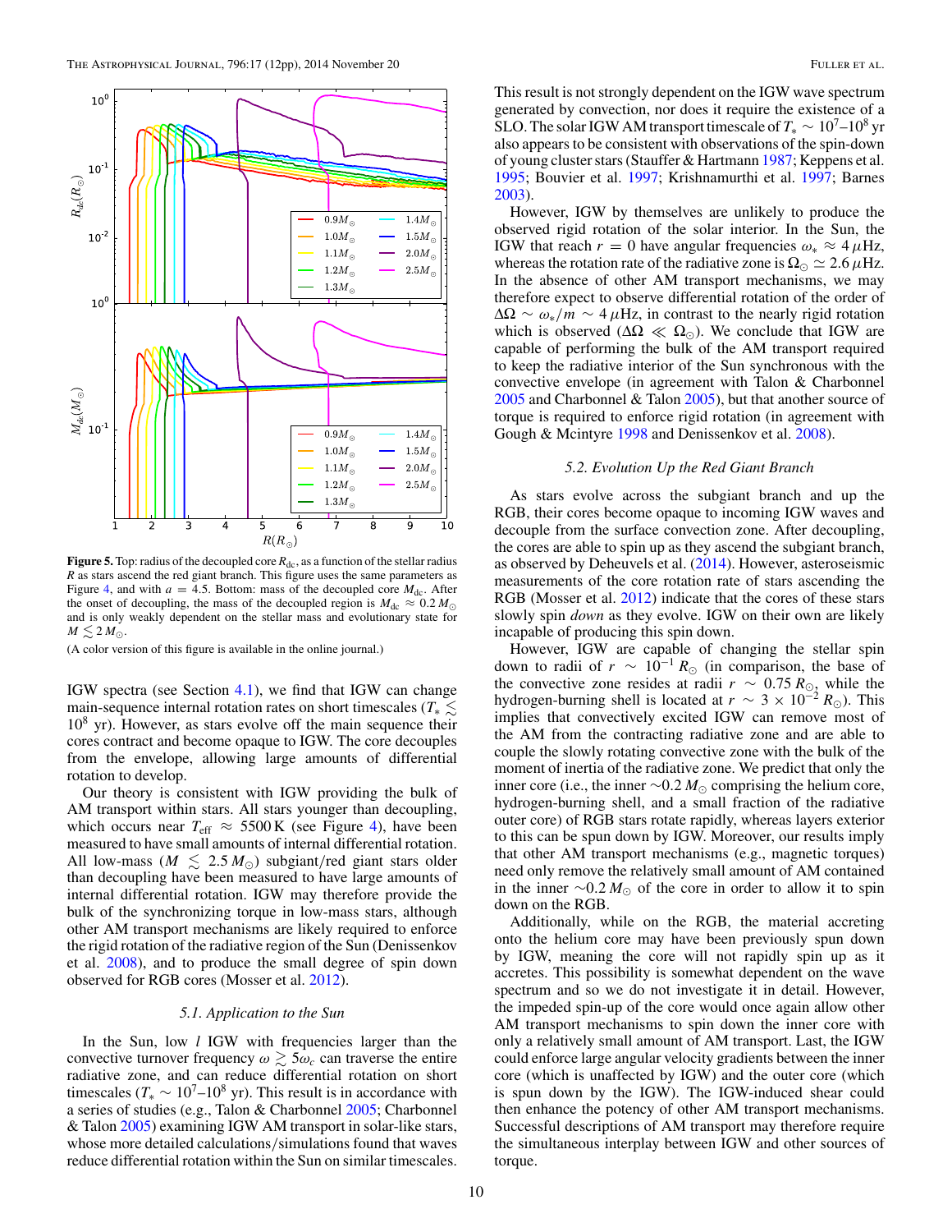**Figure 5.** Top: radius of the decoupled core $R_{dc}$, as a function of the stellar radius $R$ as stars ascend the red giant branch. This figure uses the same parameters as Figure 4, and with $a = 4.5$. Bottom: mass of the decoupled core $M_{dc}$. After the onset of decoupling, the mass of the decoupled region is $M_{dc} \approx 0.2\,M_\odot$ and is only weakly dependent on the stellar mass and evolutionary state for $M \lesssim 2\,M_\odot$.

(A color version of this figure is available in the online journal.)

IGW spectra (see Section 4.1), we find that IGW can change main-sequence internal rotation rates on short timescales ($T_* \lesssim 10^8$ yr). However, as stars evolve off the main sequence their cores contract and become opaque to IGW. The core decouples from the envelope, allowing large amounts of differential rotation to develop.

Our theory is consistent with IGW providing the bulk of AM transport within stars. All stars younger than decoupling, which occurs near $T_{eff} \approx 5500$ K (see Figure 4), have been measured to have small amounts of internal differential rotation. All low-mass ($M \lesssim 2.5\,M_\odot$) subgiant/red giant stars older than decoupling have been measured to have large amounts of internal differential rotation. IGW may therefore provide the bulk of the synchronizing torque in low-mass stars, although other AM transport mechanisms are likely required to enforce the rigid rotation of the radiative region of the Sun (Denissenkov et al. 2008), and to produce the small degree of spin down observed for RGB cores (Mosser et al. 2012).

### 5.1. Application to the Sun

In the Sun, low $l$ IGW with frequencies larger than the convective turnover frequency $\omega \gtrsim 5\omega_c$ can traverse the entire radiative zone, and can reduce differential rotation on short timescales ($T_* \sim 10^7$–$10^8$ yr). This result is in accordance with a series of studies (e.g., Talon & Charbonnel 2005; Charbonnel & Talon 2005) examining IGW AM transport in solar-like stars, whose more detailed calculations/simulations found that waves reduce differential rotation within the Sun on similar timescales. This result is not strongly dependent on the IGW wave spectrum generated by convection, nor does it require the existence of a SLO. The solar IGW AM transport timescale of $T_* \sim 10^7$–$10^8$ yr also appears to be consistent with observations of the spin-down of young cluster stars (Stauffer & Hartmann 1987; Keppens et al. 1995; Bouvier et al. 1997; Krishnamurthi et al. 1997; Barnes 2003).

However, IGW by themselves are unlikely to produce the observed rigid rotation of the solar interior. In the Sun, the IGW that reach $r = 0$ have angular frequencies $\omega_* \approx 4\,\mu$Hz, whereas the rotation rate of the radiative zone is $\Omega_\odot \simeq 2.6\,\mu$Hz. In the absence of other AM transport mechanisms, we may therefore expect to observe differential rotation of the order of $\Delta\Omega \sim \omega_*/m \sim 4\,\mu$Hz, in contrast to the nearly rigid rotation which is observed ($\Delta\Omega \ll \Omega_\odot$). We conclude that IGW are capable of performing the bulk of the AM transport required to keep the radiative interior of the Sun synchronous with the convective envelope (in agreement with Talon & Charbonnel 2005 and Charbonnel & Talon 2005), but that another source of torque is required to enforce rigid rotation (in agreement with Gough & Mcintyre 1998 and Denissenkov et al. 2008).

### 5.2. Evolution Up the Red Giant Branch

As stars evolve across the subgiant branch and up the RGB, their cores become opaque to incoming IGW waves and decouple from the surface convection zone. After decoupling, the cores are able to spin up as they ascend the subgiant branch, as observed by Deheuvels et al. (2014). However, asteroseismic measurements of the core rotation rate of stars ascending the RGB (Mosser et al. 2012) indicate that the cores of these stars slowly spin *down* as they evolve. IGW on their own are likely incapable of producing this spin down.

However, IGW are capable of changing the stellar spin down to radii of $r \sim 10^{-1}\,R_\odot$ (in comparison, the base of the convective zone resides at radii $r \sim 0.75\,R_\odot$, while the hydrogen-burning shell is located at $r \sim 3 \times 10^{-2}\,R_\odot$). This implies that convectively excited IGW can remove most of the AM from the contracting radiative zone and are able to couple the slowly rotating convective zone with the bulk of the moment of inertia of the radiative zone. We predict that only the inner core (i.e., the inner $\sim$0.2 $M_\odot$ comprising the helium core, hydrogen-burning shell, and a small fraction of the radiative outer core) of RGB stars rotate rapidly, whereas layers exterior to this can be spun down by IGW. Moreover, our results imply that other AM transport mechanisms (e.g., magnetic torques) need only remove the relatively small amount of AM contained in the inner $\sim$0.2 $M_\odot$ of the core in order to allow it to spin down on the RGB.

Additionally, while on the RGB, the material accreting onto the helium core may have been previously spun down by IGW, meaning the core will not rapidly spin up as it accretes. This possibility is somewhat dependent on the wave spectrum and so we do not investigate it in detail. However, the impeded spin-up of the core would once again allow other AM transport mechanisms to spin down the inner core with only a relatively small amount of AM transport. Last, the IGW could enforce large angular velocity gradients between the inner core (which is unaffected by IGW) and the outer core (which is spun down by the IGW). The IGW-induced shear could then enhance the potency of other AM transport mechanisms. Successful descriptions of AM transport may therefore require the simultaneous interplay between IGW and other sources of torque.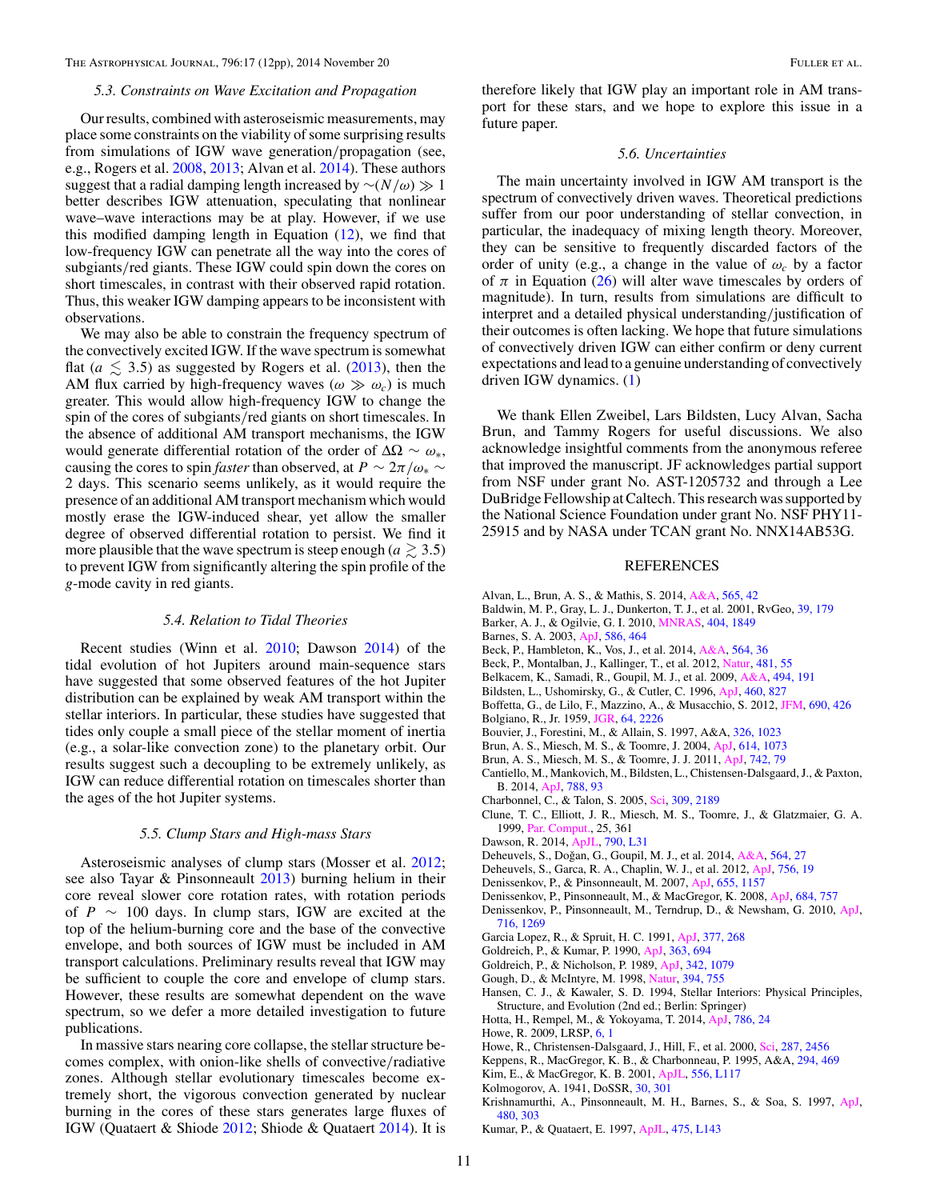### 5.3. Constraints on Wave Excitation and Propagation

Our results, combined with asteroseismic measurements, may place some constraints on the viability of some surprising results from simulations of IGW wave generation/propagation (see, e.g., Rogers et al. 2008, 2013; Alvan et al. 2014). These authors suggest that a radial damping length increased by $\sim(N/\omega) \gg 1$ better describes IGW attenuation, speculating that nonlinear wave–wave interactions may be at play. However, if we use this modified damping length in Equation (12), we find that low-frequency IGW can penetrate all the way into the cores of subgiants/red giants. These IGW could spin down the cores on short timescales, in contrast with their observed rapid rotation. Thus, this weaker IGW damping appears to be inconsistent with observations.

We may also be able to constrain the frequency spectrum of the convectively excited IGW. If the wave spectrum is somewhat flat ($a \lesssim 3.5$) as suggested by Rogers et al. (2013), then the AM flux carried by high-frequency waves ($\omega \gg \omega_c$) is much greater. This would allow high-frequency IGW to change the spin of the cores of subgiants/red giants on short timescales. In the absence of additional AM transport mechanisms, the IGW would generate differential rotation of the order of $\Delta\Omega \sim \omega_*$, causing the cores to spin *faster* than observed, at $P \sim 2\pi/\omega_* \sim 2$ days. This scenario seems unlikely, as it would require the presence of an additional AM transport mechanism which would mostly erase the IGW-induced shear, yet allow the smaller degree of observed differential rotation to persist. We find it more plausible that the wave spectrum is steep enough ($a \gtrsim 3.5$) to prevent IGW from significantly altering the spin profile of the $g$-mode cavity in red giants.

### 5.4. Relation to Tidal Theories

Recent studies (Winn et al. 2010; Dawson 2014) of the tidal evolution of hot Jupiters around main-sequence stars have suggested that some observed features of the hot Jupiter distribution can be explained by weak AM transport within the stellar interiors. In particular, these studies have suggested that tides only couple a small piece of the stellar moment of inertia (e.g., a solar-like convection zone) to the planetary orbit. Our results suggest such a decoupling to be extremely unlikely, as IGW can reduce differential rotation on timescales shorter than the ages of the hot Jupiter systems.

### 5.5. Clump Stars and High-mass Stars

Asteroseismic analyses of clump stars (Mosser et al. 2012; see also Tayar & Pinsonneault 2013) burning helium in their core reveal slower core rotation rates, with rotation periods of $P \sim 100$ days. In clump stars, IGW are excited at the top of the helium-burning core and the base of the convective envelope, and both sources of IGW must be included in AM transport calculations. Preliminary results reveal that IGW may be sufficient to couple the core and envelope of clump stars. However, these results are somewhat dependent on the wave spectrum, so we defer a more detailed investigation to future publications.

In massive stars nearing core collapse, the stellar structure becomes complex, with onion-like shells of convective/radiative zones. Although stellar evolutionary timescales become extremely short, the vigorous convection generated by nuclear burning in the cores of these stars generates large fluxes of IGW (Quataert & Shiode 2012; Shiode & Quataert 2014). It is therefore likely that IGW play an important role in AM transport for these stars, and we hope to explore this issue in a future paper.

### 5.6. Uncertainties

The main uncertainty involved in IGW AM transport is the spectrum of convectively driven waves. Theoretical predictions suffer from our poor understanding of stellar convection, in particular, the inadequacy of mixing length theory. Moreover, they can be sensitive to frequently discarded factors of the order of unity (e.g., a change in the value of $\omega_c$ by a factor of $\pi$ in Equation (26) will alter wave timescales by orders of magnitude). In turn, results from simulations are difficult to interpret and a detailed physical understanding/justification of their outcomes is often lacking. We hope that future simulations of convectively driven IGW can either confirm or deny current expectations and lead to a genuine understanding of convectively driven IGW dynamics. (1)

We thank Ellen Zweibel, Lars Bildsten, Lucy Alvan, Sacha Brun, and Tammy Rogers for useful discussions. We also acknowledge insightful comments from the anonymous referee that improved the manuscript. JF acknowledges partial support from NSF under grant No. AST-1205732 and through a Lee DuBridge Fellowship at Caltech. This research was supported by the National Science Foundation under grant No. NSF PHY11-25915 and by NASA under TCAN grant No. NNX14AB53G.

## REFERENCES

Alvan, L., Brun, A. S., & Mathis, S. 2014, A&A, 565, 42
Baldwin, M. P., Gray, L. J., Dunkerton, T. J., et al. 2001, RvGeo, 39, 179
Barker, A. J., & Ogilvie, G. I. 2010, MNRAS, 404, 1849
Barnes, S. A. 2003, ApJ, 586, 464
Beck, P., Hambleton, K., Vos, J., et al. 2014, A&A, 564, 36
Beck, P., Montalban, J., Kallinger, T., et al. 2012, Natur, 481, 55
Belkacem, K., Samadi, R., Goupil, M. J., et al. 2009, A&A, 494, 191
Bildsten, L., Ushomirsky, G., & Cutler, C. 1996, ApJ, 460, 827
Boffetta, G., de Lilo, F., Mazzino, A., & Musacchio, S. 2012, JFM, 690, 426
Bolgiano, R., Jr. 1959, JGR, 64, 2226
Bouvier, J., Forestini, M., & Allain, S. 1997, A&A, 326, 1023
Brun, A. S., Miesch, M. S., & Toomre, J. 2004, ApJ, 614, 1073
Brun, A. S., Miesch, M. S., & Toomre, J. 2011, ApJ, 742, 79
Cantiello, M., Mankovich, M., Bildsten, L., Chistensen-Dalsgaard, J., & Paxton, B. 2014, ApJ, 788, 93
Charbonnel, C., & Talon, S. 2005, Sci, 309, 2189
Clune, T. C., Elliott, J. R., Miesch, M. S., Toomre, J., & Glatzmaier, G. A. 1999, Par. Comput., 25, 361
Dawson, R. 2014, ApJL, 790, L31
Deheuvels, S., Doğan, G., Goupil, M. J., et al. 2014, A&A, 564, 27
Deheuvels, S., Garca, R. A., Chaplin, W. J., et al. 2012, ApJ, 756, 19
Denissenkov, P., & Pinsonneault, M. 2007, ApJ, 655, 1157
Denissenkov, P., Pinsonneault, M., & MacGregor, K. 2008, ApJ, 684, 757
Denissenkov, P., Pinsonneault, M., Terndrup, D., & Newsham, G. 2010, ApJ, 716, 1269
Garcia Lopez, R., & Spruit, H. C. 1991, ApJ, 377, 268
Goldreich, P., & Kumar, P. 1990, ApJ, 363, 694
Goldreich, P., & Nicholson, P. 1989, ApJ, 342, 1079
Gough, D., & McIntyre, M. 1998, Natur, 394, 755
Hansen, C. J., & Kawaler, S. D. 1994, Stellar Interiors: Physical Principles, Structure, and Evolution (2nd ed.; Berlin: Springer)
Hotta, H., Rempel, M., & Yokoyama, T. 2014, ApJ, 786, 24
Howe, R. 2009, LRSP, 6, 1
Howe, R., Christensen-Dalsgaard, J., Hill, F., et al. 2000, Sci, 287, 2456
Keppens, R., MacGregor, K. B., & Charbonneau, P. 1995, A&A, 294, 469
Kim, E., & MacGregor, K. B. 2001, ApJL, 556, L117
Kolmogorov, A. 1941, DoSSR, 30, 301
Krishnamurthi, A., Pinsonneault, M. H., Barnes, S., & Soa, S. 1997, ApJ, 480, 303
Kumar, P., & Quataert, E. 1997, ApJL, 475, L143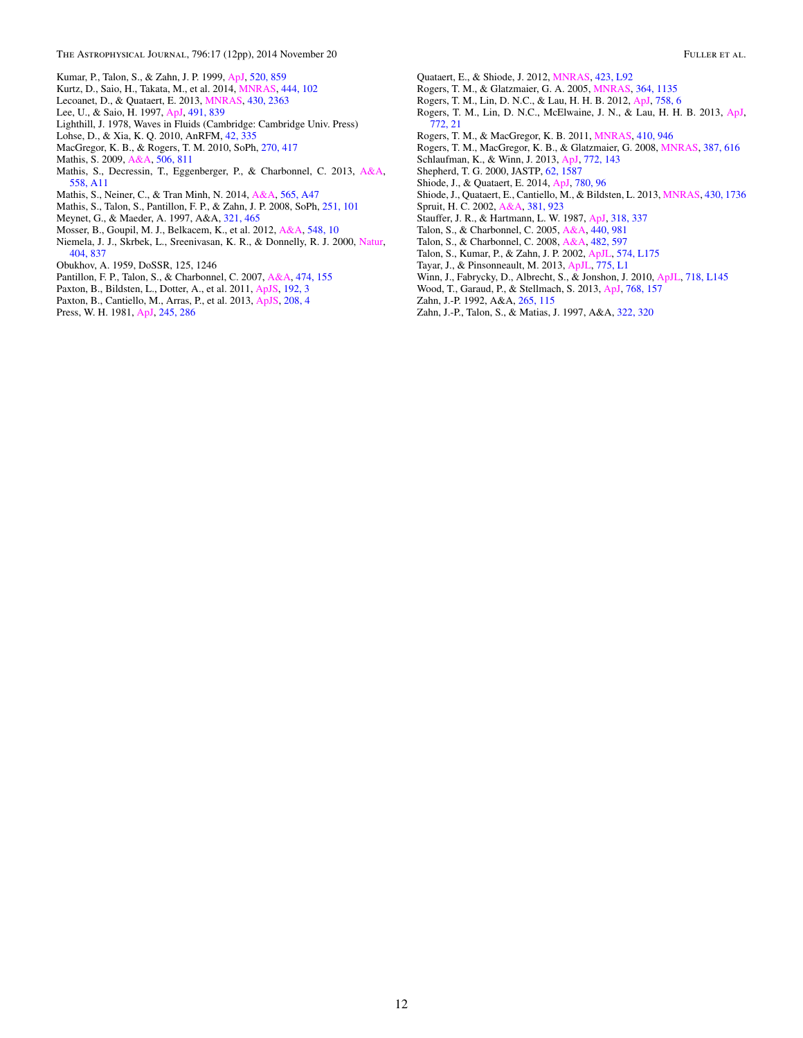Kumar, P., Talon, S., & Zahn, J. P. 1999, ApJ, 520, 859

Kurtz, D., Saio, H., Takata, M., et al. 2014, MNRAS, 444, 102

Lecoanet, D., & Quataert, E. 2013, MNRAS, 430, 2363

Lee, U., & Saio, H. 1997, ApJ, 491, 839

Lighthill, J. 1978, Waves in Fluids (Cambridge: Cambridge Univ. Press)

Lohse, D., & Xia, K. Q. 2010, AnRFM, 42, 335

MacGregor, K. B., & Rogers, T. M. 2010, SoPh, 270, 417

Mathis, S. 2009, A&A, 506, 811

Mathis, S., Decressin, T., Eggenberger, P., & Charbonnel, C. 2013, A&A, 558, A11

Mathis, S., Neiner, C., & Tran Minh, N. 2014, A&A, 565, A47

Mathis, S., Talon, S., Pantillon, F. P., & Zahn, J. P. 2008, SoPh, 251, 101

Meynet, G., & Maeder, A. 1997, A&A, 321, 465

Mosser, B., Goupil, M. J., Belkacem, K., et al. 2012, A&A, 548, 10

Niemela, J. J., Skrbek, L., Sreenivasan, K. R., & Donnelly, R. J. 2000, Natur, 404, 837

Obukhov, A. 1959, DoSSR, 125, 1246

Pantillon, F. P., Talon, S., & Charbonnel, C. 2007, A&A, 474, 155

Paxton, B., Bildsten, L., Dotter, A., et al. 2011, ApJS, 192, 3

Paxton, B., Cantiello, M., Arras, P., et al. 2013, ApJS, 208, 4

Press, W. H. 1981, ApJ, 245, 286

Quataert, E., & Shiode, J. 2012, MNRAS, 423, L92

Rogers, T. M., & Glatzmaier, G. A. 2005, MNRAS, 364, 1135

Rogers, T. M., Lin, D. N.C., & Lau, H. H. B. 2012, ApJ, 758, 6

Rogers, T. M., Lin, D. N.C., McElwaine, J. N., & Lau, H. H. B. 2013, ApJ, 772, 21

Rogers, T. M., & MacGregor, K. B. 2011, MNRAS, 410, 946

Rogers, T. M., MacGregor, K. B., & Glatzmaier, G. 2008, MNRAS, 387, 616

Schlaufman, K., & Winn, J. 2013, ApJ, 772, 143

Shepherd, T. G. 2000, JASTP, 62, 1587

Shiode, J., & Quataert, E. 2014, ApJ, 780, 96

Shiode, J., Quataert, E., Cantiello, M., & Bildsten, L. 2013, MNRAS, 430, 1736

Spruit, H. C. 2002, A&A, 381, 923

Stauffer, J. R., & Hartmann, L. W. 1987, ApJ, 318, 337

Talon, S., & Charbonnel, C. 2005, A&A, 440, 981

Talon, S., & Charbonnel, C. 2008, A&A, 482, 597

Talon, S., Kumar, P., & Zahn, J. P. 2002, ApJL, 574, L175

Tayar, J., & Pinsonneault, M. 2013, ApJL, 775, L1

Winn, J., Fabrycky, D., Albrecht, S., & Jonshon, J. 2010, ApJL, 718, L145

Wood, T., Garaud, P., & Stellmach, S. 2013, ApJ, 768, 157

Zahn, J.-P. 1992, A&A, 265, 115

Zahn, J.-P., Talon, S., & Matias, J. 1997, A&A, 322, 320